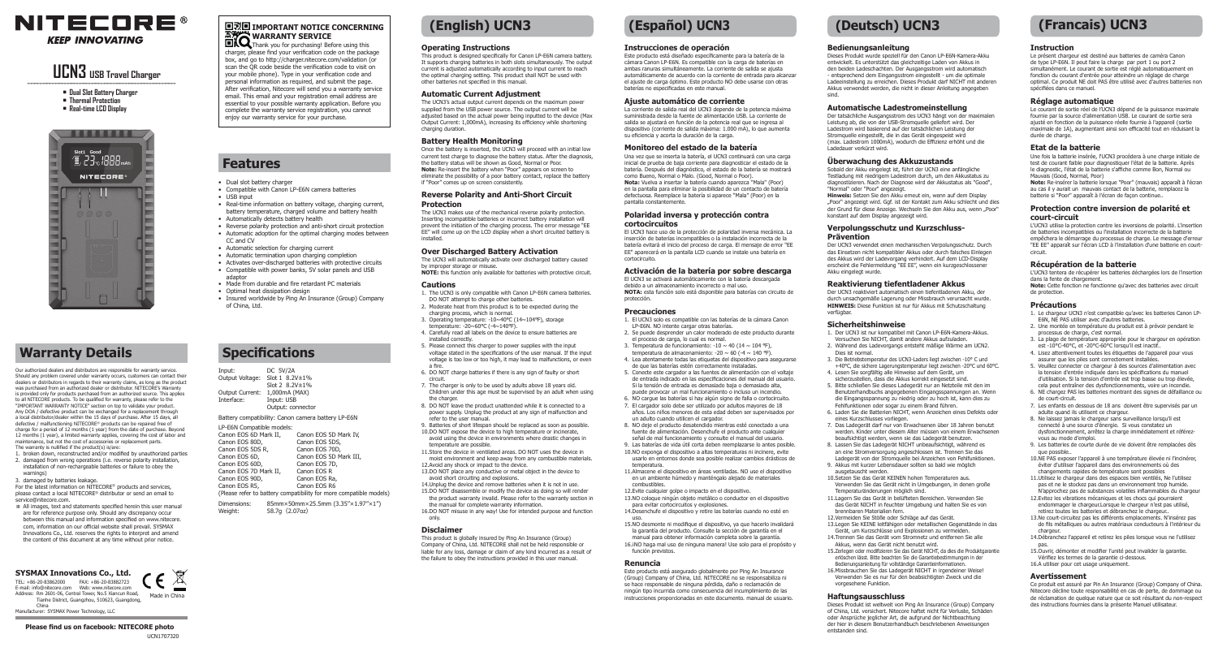# NITECORE®

*KEEP INNOVATING*

# UCN3 USB Travel Charger

- Dual Slot Battery Charger
- Thermal Protection
- Real-time LCD Display

## IMPORTANT NOTICE CONCERNING WARRANTY SERVICE

Thank you for purchasing! Before using this charger, please find your verification code on the package box, and go to http://charger.nitecore.com/validation (or scan the QR code beside the verification code to visit on your mobile phone). Type in your verification code and personal information as required, and submit the page. After verification, Nitecore will send you a warranty service email. This email and your registration email address are essential to your possible warranty application. Before you complete the warranty service registration, you cannot enjoy our warranty service for your purchase.

## Features

- Dual slot battery charger
- Compatible with Canon LP-E6N camera batteries
- USB input
- Real-time information on battery voltage, charging current, battery temperature, charged volume and battery health
- Automatically detects battery health
- Reverse polarity protection and anti-short circuit protection
- Automatic adoption for the optimal charging modes between CC and CV
- Automatic selection for charging current
- Automatic termination upon charging completion
- Activates over-discharged batteries with protective circuits
- Compatible with power banks, 5V solar panels and USB adaptor
- Made from durable and fire retardant PC materials
- Optimal heat dissipation design
- Insured worldwide by Ping An Insurance (Group) Company of China, Ltd.

## Warranty Details

Our authorized dealers and distributors are responsible for warranty service. Should any problem covered under warranty occurs, customers can contact their dealers or distributors in regards to their warranty claims, as long as the product was purchased from an authorized dealer or distributor. NITECORE's Warranty is provided only for products purchased from an authorized source. This applies to all NITECORE products. To be qualified for warranty, please refer to the "IMPORTANT WARRANTY NOTICE" section on top to validate your product. Any DOA / defective product can be exchanged for a replacement through a local distributor/dealer within the 15 days of purchase. After 15 days, all defective / malfunctioning NITECORE® products can be repaired free of charge for a period of 12 months (1 year) from the date of purchase. Beyond 12 months (1 year), a limited warranty applies, covering the cost of labor and maintenance, but not the cost of accessories or replacement parts.

The warranty is nullified if the product(s) is/are:

1. broken down, reconstructed and/or modified by unauthorized parties
2. damaged from wrong operations (i.e. reverse polarity installation, installation of non-rechargeable batteries or failure to obey the warnings)
3. damaged by batteries leakage.

For the latest information on NITECORE® products and services, please contact a local NITECORE® distributor or send an email to service@nitecore.com.

※ All images, text and statements specified herein this user manual are for reference purpose only. Should any discrepancy occur between this manual and information specified on www.nitecore.com, information on our official website shall prevail. SYSMAX Innovations Co., Ltd. reserves the rights to interpret and amend the content of this document at any time without prior notice.

**SYSMAX Innovations Co., Ltd.**

TEL: +86-20-83862000 FAX: +86-20-83882723
E-mail: info@nitecore.com Web: www.nitecore.com
Address: Rm 2601-06, Central Tower, No.5 Xiancun Road, Tianhe District, Guangzhou, 510623, Guangdong, China
Manufacturer: SYSMAX Power Technology, LLC

Made in China

**Please find us on facebook: NITECORE photo**

UCN1707320

## Specifications

| | |
|---|---|
| Input: | DC 5V/2A |
| Output Voltage: | Slot 1 8.2V±1% |
| | Slot 2 8.2V±1% |
| Output Current: | 1,000mA (MAX) |
| Interface: | Input: USB |
| | Output: connector |

Battery compatibility: Canon camera battery LP-E6N

LP-E6N Compatible models:

| | |
|---|---|
| Canon EOS 6D Mark II, | Canon EOS 5D Mark IV, |
| Canon EOS 80D, | Canon EOS 5DS, |
| Canon EOS 5DS R, | Canon EOS 70D, |
| Canon EOS 6D, | Canon EOS 5D Mark III, |
| Canon EOS 60D, | Canon EOS 7D, |
| Canon EOS 7D Mark II, | Canon EOS R |
| Canon EOS 90D, | Canon EOS Ra, |
| Canon EOS R5, | Canon EOS R6 |

(Please refer to battery compatibility for more compatible models)

| | |
|---|---|
| Dimensions: | 85mm×50mm×25.5mm (3.35"×1.97"×1") |
| Weight: | 58.7g (2.07oz) |

# (English) UCN3

## Operating Instructions

This product is designed specifically for Canon LP-E6N camera battery. It supports charging batteries in both slots simultaneously. The output current is adjusted automatically according to input current to reach the optimal charging setting. This product shall NOT be used with other batteries not specified in this manual.

## Automatic Current Adjustment

The UCN3's actual output current depends on the maximum power supplied from the USB power source. The output current will be adjusted based on the actual power being inputted to the device (Max Output Current: 1,000mA), increasing its efficiency while shortening charging duration.

## Battery Health Monitoring

Once the battery is inserted, the UCN3 will proceed with an initial low current test charge to diagnose the battery status. After the diagnosis, the battery status will be shown as Good, Normal or Poor.

**Note:** Re-insert the battery when "Poor" appears on screen to eliminate the possibility of a poor battery contact, replace the battery if "Poor" comes up on screen consistently.

## Reverse Polarity and Anti-Short Circuit Protection

The UCN3 makes use of the mechanical reverse polarity protection. Inserting incompatible batteries or incorrect battery installation will prevent the initiation of the charging process. The error message "EE EE" will come up on the LCD display when a short circuited battery is installed.

## Over Discharged Battery Activation

The UCN3 will automatically activate over discharged battery caused by improper storage or misuse.

**NOTE:** this function only available for batteries with protective circuit.

## Cautions

1. The UCN3 is only compatible with Canon LP-E6N camera batteries. DO NOT attempt to charge other batteries.
2. Moderate heat from this product is to be expected during the charging process, which is normal.
3. Operating temperature: -10~40°C (14~104°F), storage temperature: -20~60°C (-4~140°F).
4. Carefully read all labels on the device to ensure batteries are installed correctly.
5. Please connect this charger to power supplies with the input voltage stated in the specifications of the user manual. If the input voltage is too low or too high, it may lead to malfunctions, or even a fire.
6. DO NOT charge batteries if there is any sign of faulty or short circuit.
7. The charger is only to be used by adults above 18 years old. Children under this age must be supervised by an adult when using the charger.
8. DO NOT leave the product unattended while it is connected to a power supply. Unplug the product at any sign of malfunction and refer to the user manual.
9. Batteries of short lifespan should be replaced as soon as possible.
10. DO NOT expose the device to high temperature or incinerate, avoid using the device in environments where drastic changes in temperature are possible.
11. Store the device in ventilated areas. DO NOT uses the device in moist environment and keep away from any combustible materials.
12. Avoid any shock or impact to the device.
13. DO NOT place any conductive or metal object in the device to avoid short circuiting and explosions.
14. Unplug the device and remove batteries when it is not in use.
15. DO NOT disassemble or modify the device as doing so will render the product warranty invalid. Please refer to the warranty section in the manual for complete warranty information.
16. DO NOT misuse in any way! Use for intended purpose and function only.

## Disclaimer

This product is globally insured by Ping An Insurance (Group) Company of China, Ltd. NITECORE shall not be held responsible or liable for any loss, damage or claim of any kind incurred as a result of the failure to obey the instructions provided in this user manual.

# (Español) UCN3

## Instrucciones de operación

Este producto está diseñado específicamente para la batería de la cámara Canon LP-E6N. Es compatible con la carga de baterías en ambas ranuras simultáneamente. La corriente de salida se ajusta automáticamente de acuerdo con la corriente de entrada para alcanzar el ajuste de carga óptimo. Este producto NO debe usarse con otras baterías no especificadas en este manual.

## Ajuste automático de corriente

La corriente de salida real del UCN3 depende de la potencia máxima suministrada desde la fuente de alimentación USB. La corriente de salida se ajustará en función de la potencia real que se ingresa al dispositivo (corriente de salida máxima: 1.000 mA), lo que aumenta su eficiencia y acorta la duración de la carga.

## Monitoreo del estado de la batería

Una vez que se inserta la batería, el UCN3 continuará con una carga inicial de prueba de baja corriente para diagnosticar el estado de la batería. Después del diagnóstico, el estado de la batería se mostrará como Bueno, Normal o Malo. (Good, Normal o Poor).

**Nota:** Vuelva a insertar la batería cuando aparezca "Mala" (Poor) en la pantalla para eliminar la posibilidad de un contacto de batería defectuosa. Reemplace la batería si aparece "Mala" (Poor) en la pantalla constantemente.

## Polaridad inversa y protección contra cortocircuitos

El UCN3 hace uso de la protección mecánica de polaridad inversa. La inserción de baterías incompatibles o la instalación incorrecta de la batería evitará el inicio del proceso de carga. El mensaje de error "EE EE" aparecerá en la pantalla LCD cuando se instale una batería en cortocircuito.

## Activación de la batería por sobre descarga

El UCN3 se activará automáticamente con la batería descargada debido a un almacenamiento incorrecto o mal uso.

**NOTA:** esta función solo está disponible para baterías con circuito de protección.

## Precauciones

1. El UCN3 solo es compatible con las baterías de la cámara Canon LP-E6N. NO intente cargar otras baterías.
2. Se puede desprender un calor moderado de este producto durante el proceso de carga, lo cual es normal.
3. Temperatura de funcionamiento: -10 ~ 40 (14 ~ 104 °F), temperatura de almacenamiento: -20 ~ 60 (-4 ~ 140 °F).
4. Lea detenidamente todas las etiquetas del dispositivo para asegurarse de que las baterías estén correctamente instaladas.
5. Conecte este cargador a las fuentes de alimentación con el voltaje de entrada indicado en las especificaciones del manual del usuario. Si la tensión de entrada es demasiado baja o demasiado alta, puede provocar un mal funcionamiento o incluso un incendio.
6. NO cargue las baterías si hay algún signo de falla o cortocircuito.
7. El cargador solo debe ser utilizado por adultos mayores de 18 años. Los niños menores de esta edad deben ser supervisados por un adulto cuando usen el cargador.
8. NO deje el producto desatendido mientras esté conectado a una fuente de alimentación. Desenchufe el producto ante cualquier señal de mal funcionamiento y consulte el manual del usuario.
9. Las baterías de vida útil corta deben reemplazarse lo antes posible.
10. NO exponga el dispositivo a altas temperaturas ni incinere, evite usarlo en entornos donde sea posible realizar cambios drásticos de temperatura.
11. Almacene el dispositivo en áreas ventiladas. NO use el dispositivo en un ambiente húmedo y manténgalo alejado de materiales combustibles.
12. Evite cualquier golpe o impacto en el dispositivo.
13. NO coloque ningún objeto metálico o conductor en el dispositivo para evitar cortocircuitos y explosiones.
14. Desenchufe el dispositivo y retire las baterías cuando no esté en uso.
15. NO desmonte ni modifique el dispositivo, ya que hacerlo invalidará la garantía del producto. Consulte la sección de garantía en el manual para obtener información completa sobre la garantía.
16. ¡NO haga mal uso de ninguna manera! Use solo para el propósito y función previstos.

## Renuncia

Este producto está asegurado globalmente por Ping An Insurance (Group) Company of China, Ltd. NITECORE no se responsabiliza ni se hace responsable de ninguna pérdida, daño o reclamación de ningún tipo incurrida como consecuencia del incumplimiento de las instrucciones proporcionadas en este documento. manual de usuario.

# (Deutsch) UCN3

## Bedienungsanleitung

Dieses Produkt wurde speziell für den Canon LP-E6N-Kamera-Akku entwickelt. Es unterstützt das gleichzeitige Laden von Akkus in den beiden Ladeschächten. Der Ausgangsstrom wird automatisch - entsprechend dem Eingangsstrom eingestellt - um die optimale Ladeeinstellung zu erreichen. Dieses Produkt darf NICHT mit anderen Akkus verwendet werden, die nicht in dieser Anleitung angegeben sind.

## Automatische Ladestromeinstellung

Der tatsächliche Ausgangsstrom des UCN3 hängt von der maximalen Leistung ab, die von der USB-Stromquelle geliefert wird. Der Ladestrom wird basierend auf der tatsächlichen Leistung der Stromquelle eingestellt, die in das Gerät eingespeist wird (max. Ladestrom 1000mA), wodurch die Effizienz erhöht und die Ladedauer verkürzt wird.

## Überwachung des Akkuzustands

Sobald der Akku eingelegt ist, führt der UCN3 eine anfängliche Testladung mit niedrigem Ladestrom durch, um den Akkustatus zu diagnostizieren. Nach der Diagnose wird der Akkustatus als "Good", "Normal" oder "Poor" angezeigt.

**Hinweis:** Setzen Sie den Akku erneut ein, wenn auf dem Display „Poor" angezeigt wird. Ggf. ist der Kontakt zum Akku schlecht und dies der Grund für diese Anzeige. Wechseln Sie den Akku aus, wenn „Poor" konstant auf dem Display angezeigt wird.

## Verpolungsschutz und Kurzschluss-Prävention

Der UCN3 verwendet einen mechanischen Verpolungsschutz. Durch das Einsetzen nicht kompatibler Akkus oder durch falsches Einlegen des Akkus wird der Ladevorgang verhindert. Auf dem LCD-Display erscheint die Fehlermeldung "EE EE", wenn ein kurzgeschlossener Akku eingelegt wurde.

## Reaktivierung tiefentladener Akkus

Der UCN3 reaktiviert automatisch einen tiefentladenen Akku, der durch unsachgemäße Lagerung oder Missbrauch verursacht wurde.

**HINWEIS:** Diese Funktion ist nur für Akkus mit Schutzschaltung verfügbar.

## Sicherheitshinweise

1. Der UCN3 ist nur kompatibel mit Canon LP-E6N-Kamera-Akkus. Versuchen Sie NICHT, damit andere Akkus aufzuladen.
2. Während des Ladevorgangs entsteht mäßige Wärme am UCN2. Dies ist normal.
3. Die Betriebstemperatur des UCN3-Laders liegt zwischen -10° C und +40°C, die sichere Lagerungstemperatur liegt zwischen -20°C und 60°C.
4. Lesen Sie sorgfältig alle Hinweise auf dem Gerät, um sicherzustellen, dass die Akkus korrekt eingesetzt sind.
5. Bitte schließen Sie dieses Ladegerät nur an Netzteile mit den im Benutzerhandbuch angegebenen Eingangsspannungen an. Wenn die Eingangsspannung zu niedrig oder zu hoch ist, kann dies zu Fehlfunktionen oder sogar zu einem Brand führen.
6. Laden Sie die Batterien NICHT, wenn Anzeichen eines Defekts oder eines Kurzschlusses vorliegen.
7. Das Ladegerät darf nur von Erwachsenen über 18 Jahren benutzt werden. Kinder unter diesem Alter müssen von einem Erwachsenen beaufsichtigt werden, wenn sie das Ladegerät benutzen.
8. Lassen Sie das Ladegerät NICHT unbeaufsichtigt, während es an eine Stromversorgung angeschlossen ist. Trennen Sie das Ladegerät von der Stromquelle bei Anzeichen von Fehlfunktionen.
9. Akkus mit kurzer Lebensdauer sollten so bald wie möglich ausgetauscht werden.
10. Setzen Sie das Gerät KEINEN hohen Temperaturen aus. Verwenden Sie das Gerät nicht in Umgebungen, in denen große Temperaturänderungen möglich sind.
11. Lagern Sie das Gerät in belüfteten Bereichen. Verwenden Sie das Gerät NICHT in feuchter Umgebung und halten Sie es von brennbaren Materialien fern.
12. Vermeiden Sie Stöße oder Schläge auf das Gerät.
13. Legen Sie KEINE leitfähigen oder metallischen Gegenstände in das Gerät, um Kurzschlüsse und Explosionen zu vermeiden.
14. Trennen Sie das Gerät vom Stromnetz und entfernen Sie alle Akkus, wenn das Gerät nicht benutzt wird.
15. Zerlegen oder modifizieren Sie das Gerät NICHT, da dies die Produktgarantie erlöschen lässt. Bitte beachten Sie die Garantiebestimmungen in der Bedienungsanleitung für vollständige Garantieinformationen.
16. Missbrauchen Sie das Ladegerät NICHT in irgendeiner Weise! Verwenden Sie es nur für den beabsichtigten Zweck und die vorgesehene Funktion.

## Haftungsausschluss

Dieses Produkt ist weltweit von Ping An Insurance (Group) Company of China, Ltd. versichert. Nitecore haftet nicht für Verluste, Schäden oder Ansprüche jeglicher Art, die aufgrund der Nichtbeachtung der hier in diesem Benutzerhandbuch beschriebenen Anweisungen entstanden sind.

# (Francais) UCN3

## Instruction

Le présent chargeur est destiné aux batteries de caméra Canon de type LP-E6N. Il peut faire la charge par port 1 ou port 2 simultanément. Le courant de sortie est réglé automatiquement en fonction du courant d'entrée pour atteindre un réglage de charge optimal. Ce produit NE doit PAS être utilisé avec d'autres batteries non spécifiées dans ce manuel.

## Réglage automatique

Le courant de sortie réel de l'UCN3 dépend de la puissance maximale fournie par la source d'alimentation USB. Le courant de sortie sera ajusté en fonction de la puissance réelle fournie à l'appareil (sortie maximale de 1A), augmentant ainsi son efficacité tout en réduisant la durée de charge.

## Etat de la batterie

Une fois la batterie insérée, l'UCN3 procédera à une charge initiale de test de courant faible pour diagnostiquer l'état de la batterie. Après le diagnostic, l'état de la batterie s'affiche comme Bon, Normal ou Mauvais (Good, Normal, Poor).

**Note:** Re-insérer la batterie lorsque "Poor" (mauvais) apparaît à l'écran au cas il y aurait un mauvais contact de la batterie, remplacez la batterie si "Poor" apparaît à l'écran de façon continue..

## Protection contre inversion de polarité et court-circuit

L'UCN3 utilise la protection contre les inversions de polarité. L'insertion de batteries incompatibles ou l'installation incorrecte de la batterie empêchera le démarrage du processus de charge. Le message d'erreur "EE EE" apparaîtra sur l'écran LCD à l'installation d'une batterie en court-circuit.

## Récupération de la batterie

L'UCN3 tentera de récupérer les batteries déchargées lors de l'insertion dans la fente de chargement.

**Note:** Cette fonction ne fonctionne qu'avec des batteries avec circuit de protection.

## Précautions

1. Le chargeur UCN3 n'est compatible qu'avec les batteries Canon LP-E6N, NE PAS UTILISER avec d'autres batteries.
2. Une montée en température du produit est à prévoir pendant le processus de charge, c'est normal.
3. La plage de température appropriée pour le chargeur en opération est -10°C-40°C, et -20°C-60°C lorsqu'il est inactif..
4. Lisez attentivement toutes les étiquettes de l'appareil pour vous assurer que les piles sont correctement installées.
5. Veuillez connecter ce chargeur à des sources d'alimentation avec la tension d'entrée indiquée dans les spécifications du manuel d'utilisation. Si la tension d'entrée est trop basse ou trop élevée, cela peut entraîner des dysfonctionnements, voire un incendie.
6. NE chargez PAS les batteries montrant des signes de défaillance ou de court-circuit.
7. Les enfants en dessous de 18 ans doivent être supervisés par un adulte quand ils utilisent ce chargeur.
8. Ne laissez jamais le chargeur sans surveillance lorsqu'il est connecté à une source d'énergie. Si vous constatez un dysfonctionnement, arrêtez la charge immédiatement et référez-vous au mode d'emploi.
9. Les batteries de courts durée de vie doivent être remplacées dès que possible.
10. NE PAS exposer l'appareil à une température élevée ni l'incinérer, éviter d'utiliser l'appareil dans des environnements où des changements rapides de température sont possibles
11. Utilisez le chargeur dans des espaces bien ventilés, Ne l'utilisez pas et ne le stockez pas dans un environnement trop humide. N'approchez pas de substances volatiles inflammables du chargeur
12. Evitez les vibrations mécaniques et les chocs qui pourraient endommager le chargeur.Lorsque le chargeur n'est pas utilisé, retirez toutes les batteries et débranchez le chargeur.
13. Ne court-circuitez pas les différents emplacements. N'insérez pas de fils métalliques ou autres matériaux conducteurs à l'intérieur du chargeur.
14. Débranchez l'appareil et retirez les piles lorsque vous ne l'utilisez pas.
15. Ouvrir, démonter et modifier l'unité peut invalider la garantie. Vérifiez les termes de la garantie ci-dessous.
16. A utiliser pour cet usage uniquement.

## Avertissement

Ce produit est assuré par Pin An Insurance (Group) Company of China. Nitecore décline toute responsabilité en cas de perte, de dommage ou de réclamation de quelque nature que ce soit résultant du non-respect des instructions fournies dans la présente Manuel utilisateur.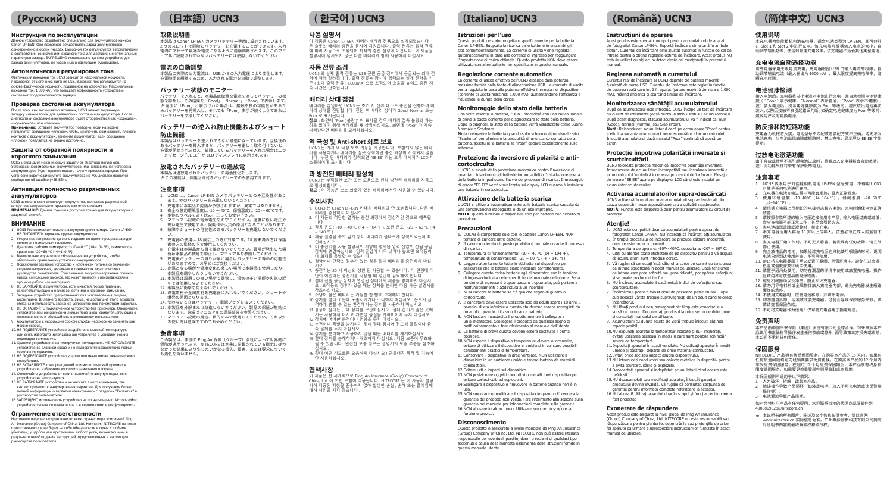# (Русский) UCN3

## Инструкция по эксплуатации

Данное устройство разработано специально для аккумулятора камеры Canon LP-E6N. Оно позволяет осуществлять заряд аккумуляторов одновременно в обоих гнездах. Выходной ток регулируется автоматически в соответствии со значением входного тока для достижения оптимальных параметров заряда. ЗАПРЕЩЕНО использовать данное устройство для заряда аккумуляторов, не указанных в настоящем руководстве.

## Автоматическая регулировка тока

Фактический выходной ток UCN3 зависит от максимальной мощности, подаваемой от источника питания USB. Выходной ток регулируется на основе фактической мощности, подаваемой на устройство (Максимальный выходной ток: 1 000 мА), что повышает эффективность устройства и сокращает продолжительность зарядки.

## Проверка состояния аккумулятора

После того, как аккумулятор вставлен, UCN3 начнет первичную зарядку низким током для диагностики состояния аккумулятора. После диагностики состояние аккумулятора будет отображаться как «хорошее», «нормальное» или «плохое».

**Примечание:** Вставьте аккумулятор повторно, если на экране появляется сообщение «плохое», чтобы исключить вероятность плохого контакта с аккумулятором, замените аккумулятор, если сообщение «плохое» появляется на экране постоянно.

## Защита от обратной полярности и короткого замыкания

UCN3 использует механическую защиту от обратной полярности. Установка несовместимых аккумуляторов или неправильная установка аккумуляторов будет препятствовать началу процесса зарядки. При установке короткозамкнутого аккумулятора на ЖК-дисплее появится сообщение об ошибке («EE EE»).

## Активация полностью разряженных аккумуляторов

UCN3 автоматически активирует аккумулятор, полностью разряженный вследствие неправильного хранения или использования.

**ПРИМЕЧАНИЕ:** Данная функция доступна только для аккумуляторов с защитной схемой.

## ВНИМАНИЕ

1. UCN3 Pro совместим только с аккумуляторами камеры Canon LP-E6N. НЕ ПЫТАЙТЕСЬ заряжать другие аккумуляторы.
2. Умеренный нагрев данного изделия во время процесса зарядки является нормальным явлением.
3. Диапазон рабочих температур: -10~40 °C (14~104 °F), температура хранения: -20~60 °C (-4~140 °F).
4. Внимательно изучите все обозначения на устройстве, чтобы обеспечить правильную установку аккумуляторов.
5. Подключайте зарядное устройство к источнику питания со значением входного напряжения, указанным в технических характеристиках руководства пользователя. Если значение входного напряжения слишком низкое или слишком высокое, это может привести к неисправности в процессе работы или аккумуляторов.
6. НЕ ЗАРЯЖАЙТЕ аккумуляторы, если имеются любые признаки, свидетельствующие о неисправности или о коротком замыкании.
7. Зарядное устройство предназначено для использования лицами, достигшими 18-летнего возраста. Лица, не достигшие этого возраста, обязаны использовать зарядное устройство под присмотром взрослых.
8. НЕ ОСТАВЛЯЙТЕ подключенное устройство без присмотра. Отключайте устройство при обнаружении любых признаков, свидетельствующих о неисправности, и обращайтесь к руководству пользователя.
9. Аккумуляторы с небольшим сроком службы необходимо заменить как можно скорее.
10. НЕ ПОДВЕРГАЙТЕ устройство воздействию высокой температуры или огня, избегайте использования устройства в условиях резких перепадов температур.
11. Храните устройство в вентилируемых помещениях. НЕ ИСПОЛЬЗУЙТЕ устройство во влажной среде и не подвергайте воздействию любых горючих материалов.
12. НЕ ПОДВЕРГАЙТЕ устройство ударам или иным видам механического воздействия.
13. НЕ ВСТАВЛЯЙТЕ токопроводящий или металлический предмет в устройство во избежание короткого замыкания и взрыва.
14. Отключайте устройство от сети и вынимайте аккумуляторы, если устройство не используется.
15. НЕ РАЗБИРАЙТЕ устройство и не вносите в него изменения, так как это приведет к аннулированию гарантии. Для получения более полной информации о гарантии ознакомьтесь с разделом "Гарантия" в руководстве пользователя.
16. ЗАПРЕЩЕНО использовать устройство не по назначению! Используйте устройство только по назначению и в соответствии с его функциями.

## Ограничение ответственности

Настоящее изделие застраховано во всех странах мира компанией Ping An Insurance (Group) Company of China, Ltd. Компания NITECORE не несет ответственности и не берет на себя обязательств в связи с любыми убытками, ущербом или претензиями любого рода, возникающими в результате несоблюдения инструкций, представленных в настоящем руководстве пользователя.

# (日本語) UCN3

## 取扱説明書

本製品はCanon LP-E6N カメラバッテリー専用に設計されています。2つのスロットで同時にバッテリーを充電することができます。入力電流にあわせて最適な電流になるように自動調節されます。このマニュアルに記載されていないバッテリーには使用しないでください。

## 電流の自動調整

本製品の実際の出力電流は、USB からの入力電圧により変化します。充電時間を短縮するため、入力される電力を自動で調整します。

## バッテリー状態のモニター

バッテリーを入れると、本製品は微量な電流を流してバッテリーの状態を診断し、その結果を「Good」「Normal」「Poor」で表示します。
※ 画面に「Poor」と表示された場合は、接触不良の可能性があるためバッテリーを再挿入し、それでも「Poor」表示が続くようであればバッテリーを交換してください。

## バッテリーの逆入れ防止機能およびショート防止機能

本製品はバッテリーを逆入れできない構造になっています。互換性のあるバッテリーを挿入するか、バッテリーを正しく取り付けないと、充電が開始されません。故障しているバッテリーを入れた場合はエラーメッセージ "EE EE" が LCD ディスプレイに表示されます。

## 放電されたバッテリーの過放電

本製品は過放電されたバッテリーの再活性化をします。
※ この機能は、保護回路付きバッテリーでのみ使用できます。

## 注意事項

1. UCN3 は、Canon LP-E6N カメラバッテリーとのみ互換性があります。他のバッテリーを充電しないでください。
2. 充電中に本製品の発熱が予想されますが、異常ではありません。
3. 安全な使用環境温度は -10 ~ 40°C、保管温度は -20 ~ 60°C です。
4. 本体のラベルをよく読み、正しくお使いください。
5. マニュアル記載の電源電圧をお守りください。過度に低い電圧や高い電圧で使用すると本体損傷や火災の原因となることがあります。
6. 故障やショートの可能性のあるバッテリーを充電しないでください。
7. 充電器の使用は 18 歳以上の方が対象です。18 歳未満の方は保護者の方の監修の下で使用してください。
8. 充電中は本製品から目を離さないでください。異常が発生した場合は本製品の使用を中止し、マニュアルを参照してください。
9. 充電時間ごバッテリーの減りが早い場合はバッテリーの寿命の可能性がありますので、お早めにご交換ください。
10. 高温となる場所や温度変化の激しい場所で本製品を使用したり、本製品を置いたりしないでください。
11. 本製品は風通しの良い場所で保管し、湿気の多い場所や火気の近くでは使用しないでください。
12. 本製品に衝撃を与えないでください。
13. 導電素材や金属素材を充電器に入れないでください。ショートや爆発の原因となります。
14. 使わないときはバッテリー、電源プラグを抜いてください。
15. 本製品を分解または改造しないでください。製品の保証が無効になります。詳細はマニュアルの保証部分を参照ください。
16. マニュアル記載の用途、目的のみで使用してください。それ以外の使い方は危険ですのでおやめください。

## 免責事項

この製品は、中国の Ping An 保険（グループ）会社によって世界的に保障が適用されます。NITECORE は本書に記載されている指示に従わなかった結果により生じたいかなる損失、損害、または要求についても責任を負いません。

# ( 한국어 ) UCN3

## 사용 설명서

이 제품은 Canon LP-E6N 카메라 배터리 전용으로 설계되었습니다. 두 슬롯이 배터리 충전을 동시에 지원합니다. 출력 전류는 입력 전류에 따라 자동으로 조정되어 최적의 충전 설정에 이릅니다. 이 제품을 설명서에 명시되지 않은 다른 배터리에 사용하지 마십시오.

## 자동 전류 조정

UCN3 의 실제 출력 전류는 USB 전원 공급 장치에서 공급되는 최대 전력에 따라 달라집니다. 출력 전류는 장치에 입력되는 실제 전력을 기준 ( 최대 출력 전류 : 1,000mA) 으로 조정되어 효율을 높이고 충전 시간을 단축합니다.

## 배터리 상태 점검

배터리를 삽입하면 UCN3 는 초기 저 전류 테스트 충전을 진행하여 배터리 상태를 진단합니다. 진단 후 배터리 상태가 Good, Normal 또는 Poor 로 표시됩니다.
참고 : 화면에 "Poor( 불량 )" 이 표시될 경우 배터리 접촉 불량의 가능성을 없애기 위해 배터리를 재 삽입하십시오 . 화면에 "Poor" 가 계속 나타난다면 배터리를 교체하십시오.

## 역 극성 및 Anti-short 회로 보호

UCN3 는 기계 역 극성 보호 기능을 사용합니다 . 호환되지 않는 배터리를 사용하거나 배터리를 잘못 장착하면 충전 과정이 시작되지 않습니다 . 누전 된 배터리가 장착되면 "EE EE" 라는 오류 메시지가 LCD 디스플레이에 표시됩니다.

## 과 방전된 배터리 활성화

UCN3 는 부적절한 보관 또는 오용으로 인해 방전된 배터리를 자동으로 활성화합니다.
참고 : 이 기능은 보호 회로가 있는 배터리에서만 사용할 수 있습니다.

## 주의사항

1. UCN3 는 Canon LP-E6N 카메라 배터리와 만 호환됩니다. 다른 배터리를 충전하지 마십시오.
2. 이 제품의 적당한 열기는 충전 과정에서 정상적인 것으로 예측됩니다.
3. 작동 온도 : -10 ~ 40°C (14 ~ 104°F), 보관 온도 : -20 ~ 60°C (-4 ~ 140°F).
4. 제품 설명을 주의 깊게 읽어 배터리가 올바르게 장착되었는지 확인하십시오.
5. 이 충전기를 사용 설명서의 사양에 명시된 입력 전압의 전원 공급 장치에 연결하십시오. 입력 전압이 너무 낮거나 높으면 오작동이나 위험을 유발할 수 있습니다.
6. 결함이나 단락의 징후가 있는 경우 절대 배터리를 충전하지 마십시오.
7. 충전기는 18 세 이상의 성인 만 사용할 수 있습니다. 이 연령대 미만의 어린이는 충전기를 사용할 때 성인의 감독해야 합니다.
8. 절대 전원 공급 장치에 연결된 상태에서 제품을 방치하지 마십시오. 오작동의 징후가 있을 때는 장치를 분리한 다음 사용 설명서를 참조하십시오.
9. 수명이 짧은 배터리는 가능한 한 빨리 교체해야 합니다.
10. 장치를 절대 고온에 노출시키거나 소각하지 마십시오. 온도가 급격하게 변할 수 있는 환경에서는 장치를 사용하지 마십시오.
11. 통풍이 잘되는 곳에 장치를 보관하십시오. 절대 습기가 많은 곳에서는 사용하지 마십시오 가연성 물질을 가까이에 두지 마십시오.
12. 장치에 어떠한 충격이나 영향을 주지 마십시오.
13. 누전이나 폭발을 방지하기 위해 절대 장치에 전도성 물질이나 금속 물체를 두지 마십시오.
14. 장치를 사용하지 않을 때는 배터리를 제거하십시오.
15. 절대 장치를 분해하거나 개조하지 마십시오. 제품 보증이 무효화될 수 있습니다. 완전한 보증 정보는 설명서의 보증 부분을 참조하십시오.
16. 절대 어떤 식으로든 오용하지 마십시오! 만들어진 목적 및 기능에 만 사용하십시오.

## 면책사항

이 제품은 전 세계적으로 Ping An Insurance (Group) Company of China. Ltd 에 의해 보험이 적용됩니다. NITECORE 는 이 사용자 설명서에 제공된 지침을 준수하지 않아 발생한 손실, 손해 또는 클레임에 대해 책임을 지지 않습니다.

# (Italiano) UCN3

## Istruzioni per l'uso

Questo prodotto è stato progettato specificamente per la batteria Canon LP-E6N. Supporta la ricarica delle batterie in entrambi gli slot contemporaneamente. La corrente di uscita viene regolata automaticamente in base alla corrente di ingresso per raggiungere l'impostazione di carica ottimale. Questo prodotto NON deve essere utilizzato con altre batterie non specificate in questo manuale.

## Regolazione corrente automatica

La corrente di uscita effettiva dell'UCN3 dipende dalla potenza massima fornita dalla fonte di alimentazione USB. La corrente di uscita verrà regolata in base alla potenza effettiva immessa nel dispositivo (corrente di uscita massima: 1.000 mA), aumentandone l'efficienza e riducendo la durata della carica.

## Monitoraggio dello stato della batteria

Una volta inserita la batteria, l'UCN3 procederà con una carica iniziale di prova a basso corrente per diagnosticare lo stato della batteria. Dopo la diagnosi, lo stato della batteria verrà visualizzato come Buono, Normale o Scadente.

**Nota:** reinserire la batteria quando sullo schermo viene visualizzato "Scadente" per eliminare la possibilità di uno scarso contatto della batteria, sostituire la batteria se "Poor" appare costantemente sullo schermo.

## Protezione da inversione di polarità e anti-cortocircuito

L'UCN3 si avvale della protezione meccanica contro l'inversione di polarità. L'inserimento di batterie incompatibili o l'installazione errata della batteria impedirà l'avvio del processo di ricarica. Il messaggio di errore "EE EE" verrà visualizzato sul display LCD quando è installata una batteria in cortocircuito.

## Attivazione della batteria scarica

L'UCN3 si attiverà automaticamente sulla batteria scarica causata da una conservazione inadeguata o da un uso improprio.

**NOTA:** questa funzione è disponibile solo per batterie con circuito di protezione.

## Precauzioni

1. L'UCN3 è compatibile solo con le batterie Canon LP-E6N. NON tentare di caricare altre batterie.
2. Il calore moderato di questo prodotto è normale durante il processo di ricarica.
3. Temperatura di funzionamento: -10 ~ 40 °C (14 ~ 104 °F), temperatura di conservazione: -20 ~ 60 °C (-4 ~ 140 °F).
4. Leggere attentamente tutte le etichette sul dispositivo per assicurarsi che le batterie siano installate correttamente.
5. Collegare questo carica batterie agli alimentatori con la tensione di ingresso indicata nelle specifiche del manuale dell'utente. Se la tensione di ingresso è troppo bassa o troppo alta, può portare a malfunzionamenti o addirittura a un incendio.
6. NON caricare le batterie se c'è qualche segno di guasto o cortocircuito.
7. Il caricatore deve essere utilizzato solo da adulti sopra i 18 anni. I bambini di età inferiore a questa età devono essere sorvegliati da un adulto quando utilizzano il carica batterie.
8. NON lasciare il prodotto mentre è collegato a un alimentatore. Scollegare il prodotto da qualsiasi segno di malfunzionamento e fare riferimento al manuale dell'utente.
9. Le batterie di breve durata devono essere sostituite il prima possibile.
10. NON esporre il dispositivo a temperature elevate o incenerire, evitare di utilizzare il dispositivo in ambienti in cui sono possibili cambiamenti drastici di temperatura.
11. Conservare il dispositivo in aree ventilate. NON utilizzare il dispositivo in un ambiente umido e tenere lontano da materiali combustibili.
12. Evitare urti o impatti sul dispositivo.
13. NON posizionare oggetti conduttivi o metallici nel dispositivo per evitare cortocircuiti ed esplosioni.
14. Scollegare il dispositivo e rimuovere le batterie quando non è in uso.
15. NON smontare o modificare il dispositivo in quanto ciò renderà la garanzia del prodotto non valida. Fare riferimento alla sezione sulla garanzia nel manuale per informazioni complete sulla garanzia.
16. NON abusare in alcun modo! Utilizzarlo solo per lo scopo e la funzione previsti.

## Disconoscimento

Questo prodotto è assicurato a livello mondiale da Ping An Insurance (Group) Company of China, Ltd. NITECORE non può essere ritenuta responsabile per eventuali perdite, danni o reclami di qualsiasi tipo sostenuti a causa della mancata osservanza delle istruzioni fornite in questo manuale utente.

# (Română) UCN3

## Instrucțiuni de operare

Acest produs este special conceput pentru acumulatorul de aparat de fotografiat Canon LP-E6N. Suportă încărcare simultană în ambele sloturi. Curentul de încărcare este ajustat automat în funcție de cel de intrare pentru a obține reglajele optime de încărcare. Acest produs NU trebuie utilizat cu alți acumulatori decât cei menționați în prezentul manual.

## Reglarea automată a curentului

Curentul real de încărcare al UCN3 depinde de puterea maximă furnizată de sursa USB. Curentul de încărcare este reglat în funcție de puterea reală care intră în aparat (putere maximă de intrare 1.000 mA), mărind eficiența și scurtând timpul de încărcare.

## Monitorizarea sănătății acumulatorului

După ce acumulatorul este introdus, UCN3 începe un test de încărcare cu curent de intensitate joasă pentru a stabili starea acumulatorului. După acest diagnostic, statusul acumulatorului va fi indicat ca: Bun (Good), Normal (Normal) sau Slab (Poor).

**Notă:** Reintroduceți acumulatorul dacă pe ecran apare "Poor" pentru a elimina varianta unui contact necorespunzător al acumulatorului. Înlocuiți acumulatorul dacă mesajul "Poor" continuă să apară pe ecran.

## Protecție împotriva polarității inversate și scurtcircuitării

UCN3 folosește protecție mecanică împotriva polarității inversate. Introducerea de acumulatori incompatibili sau instalarea incorectă a acumulatorului împiedică începerea procesului de încărcare. Mesajul de eroare "EE EE" apare pe display-ul LCD când este instalat un acumulator scurtcircuitat.

## Activarea acumulatorilor supra-descărcați

UCN3 activează în mod automat acumulatorii supra-descărcați din cauza depozitării necorespunzătoare sau a utilizării neadecvate.

**NOTĂ:** Funcția este disponibilă doar pentru acumulatorii cu circuit de protecție.

## Atenție!

1. UCN3 este compatibil doar cu acumulatorii pentru aparat de fotografiat Canon LP-E6N. NU încercați să încărcați alți acumulatori.
2. În timpul procesului de încărcare se produce căldură moderată, ceea ce este un lucru normal.
3. Temperatura de operare: -10°~ 40°C, depozitare: -20° ~ 60° C.
4. Citiți cu atenție toate etichetele de pe dispozitiv pentru a vă asigura că acumulatorii sunt introduși corect.
5. Vă rugăm să conectați încărcătorul la surse de curent cu tensiunea de intrare specificată în acest manual de utilizare. Dacă tensiunea de intrare este prea scăzută sau prea ridicată, pot apărea defecțiuni și se poate produce chiar foc.
6. NU încărcați acumulatorii dacă există indicii de defecțiune sau scurtcircuitare.
7. Încărcătorul poate fi folosit doar de persoane peste 18 ani. Copiii sub această vârstă trebuie supravegheați de un adult când folosesc încărcătorul.
8. NU lăsați produsul nesupravegheat cât timp este conectat la o sursă de curent. Deconectați produsul la orice semn de defecțiune și consultați manualul de utilizare.
9. Acumulatorii cu durată scurtă de viață trebuie înlocuiți cât mai repede posibil.
10. NU expuneți aparatul la temperaturi ridicate și nu-l incinerați, evitați utilizarea acestuia în medii în care sunt posibile schimbări severe de temperatură.
11. Depozitați aparatul în spații ventilate. NU utilizați aparatul în medii umede și păstrați-l departe de orice material combustibil.
12. Evitați orice șoc sau impact asupra dispozitivului.
13. NU introduceți conductori sau obiecte metalice în dispozitiv pentru a evita scurtcircuitările și exploziile.
14. Deconectați aparatul și îndepărtați acumulatorii când acesta este nefolosit.
15. NU dezasamblați sau modificați aparatul, întrucât garanția produsului devine invalidă. Vă rugăm să consultați secțiunea de garanție pentru informații complete referitoare la aceasta.
16. NU abuzați! Utilizați aparatul doar în scopul și funcția pentru care a fost proiectat.

## Exonerare de răspundere

Acest produs este asigurat la nivel global de Ping An Insurance (Group) Company of China, Ltd. NITECORE nu este responsabilă sau răspunzătoare pentru pierderile, deteriorările sau pretențiile de orice fel apărute ca urmare a nerespectării instrucțiunilor furnizate în acest manual de utilizare.

# （简体中文）UCN3

## 使用说明

本充电器为佳能相机电池充电器，适合电池类型为 LP-E6N，其可分别在 Slot 1 和 Slot 2 中进行充电，该充电器可根据输入电流的大小，自动调节输出功率，使达到最佳充电效果。该充电器不适合其他类型电池。

## 充电电流自动选择功能

该充电器采用无级电流充电，充电器根据 USB 口输入电流的能力，自动调节输出电流（最大输出为 1000mA），最大限度提高充电效率，缩短充电时间。

## 电池健康检测

接入电池后，充电器将以小电流对电池进行充电，并自动检测电池健康度（"Good" 表示健康，"Normal" 表示普通，"Poor" 表示不健康）。
注：接入电池后，提示电池健康度为 Poor 等级时，建议取出电池再次装入，以防因接触不良引起误判；如确定电池健康度为 Poor 等级时，建议用户及时更换电池。

## 防反接和防短路功能

充电器为机械防反接，电池型号不匹配或者装配方式不正确，均无法为电池充电。当电池出现故障或短路时，禁止充电；显示屏以 EE EE 字体提示。

## 过放电池激活功能

由于存放或使用不当引起电池过放时，将其放入充电器将会自动激活。
注：此功能只针对带有保护板的电池。

## 注意事项

1. UCN3 仅用于对佳能相机电池 LP-E6N 型号充电，不得用 UCN3 对其他任何电池进行充电。
2. 充电器在电池充电过程中可能会发热，现为正常现象。
3. 使用环境温度：-10~40°C（14~104°F），储藏温度：-20~60°C（-4~140°F）。
4. 将电池装入充电器上所标识的电极标志装入电池，充电时确保电池正确放置。
5. 请按照参数所述的输入电压连接使用本产品，输入电压过低或过高，会令充电器损坏，甚至会引起火灾。
6. 当电池出现故障或短路时，禁止充电。
7. 本充电器适用人群为 18 岁以上成年人，孩童必须在成人的监督下使用。
8. 当充电器开始工作时，不可无人看管，若发现有任何故障，请立即停止使用。
9. 充放电后的电池，如果经过充电后也只能使用很短的时间，说明电池已经到使用寿命，不可再使用。
10. 禁止将充电器暴露于明火或置于暴晒、雨雪环境中，避免在过高温、低温或温度剧变的环境中使用。
11. 请置于通风处使用，切勿在潮湿的环境中使用或放置充电器，操作区域内不可放置易燃易爆物质。
12. 请避免充电器受到冲击，防止损坏充电器。
13. 请勿用导电材料或金属物体放入充电器内部，避免充电器发生短路或产生爆炸。
14. 不使用充电器时，应将电池移除，并切断电源。
15. 切勿擅自拆机，或者改装充电器，可能会导致保修服务失效，详情请查看保修条款。
16. 不可将充电器作为他用！仅可将充电器用于指定用途。

## 免责声明

本产品由中国平安保险（集团）股份有限公司全球承保。对未按照本产品说明书正确使用或违反操作导致发生任何损失、人身伤害及其他损失、财产损失的，本公司不承担任何责任。

## 保固服务

NITECORE 产品将有售后保固服务，在购买本产品的 15 天内，如果有任何质量问题均可向经销商要求免费更换。在购买本产品的 12 个月内享受免费保固服务。在超过 12 个月免费保固期后，本产品享有终身有限度保固服务，如需要更换重要部件则需收取成本费用。

本保固规则不适用于以下情况：
1. 人为破坏、拆解、改装本产品。
2. 错误操作导致产品损坏（如装反电池、接入不可充电池或使用不当等）。
3. 电池漏液导致产品损坏。

如对本保固所产生有任何疑问，欢迎联系当地的代理商或发邮件到 4008869828@nitecore.cn

※ 本说明书的所有图片、陈述及文字信息仅供参考，请以官网 www.nitecore.cn 实际信息为准。广州希脉创新科技有限公司拥有对说明书内容的最终解释权和修改权。